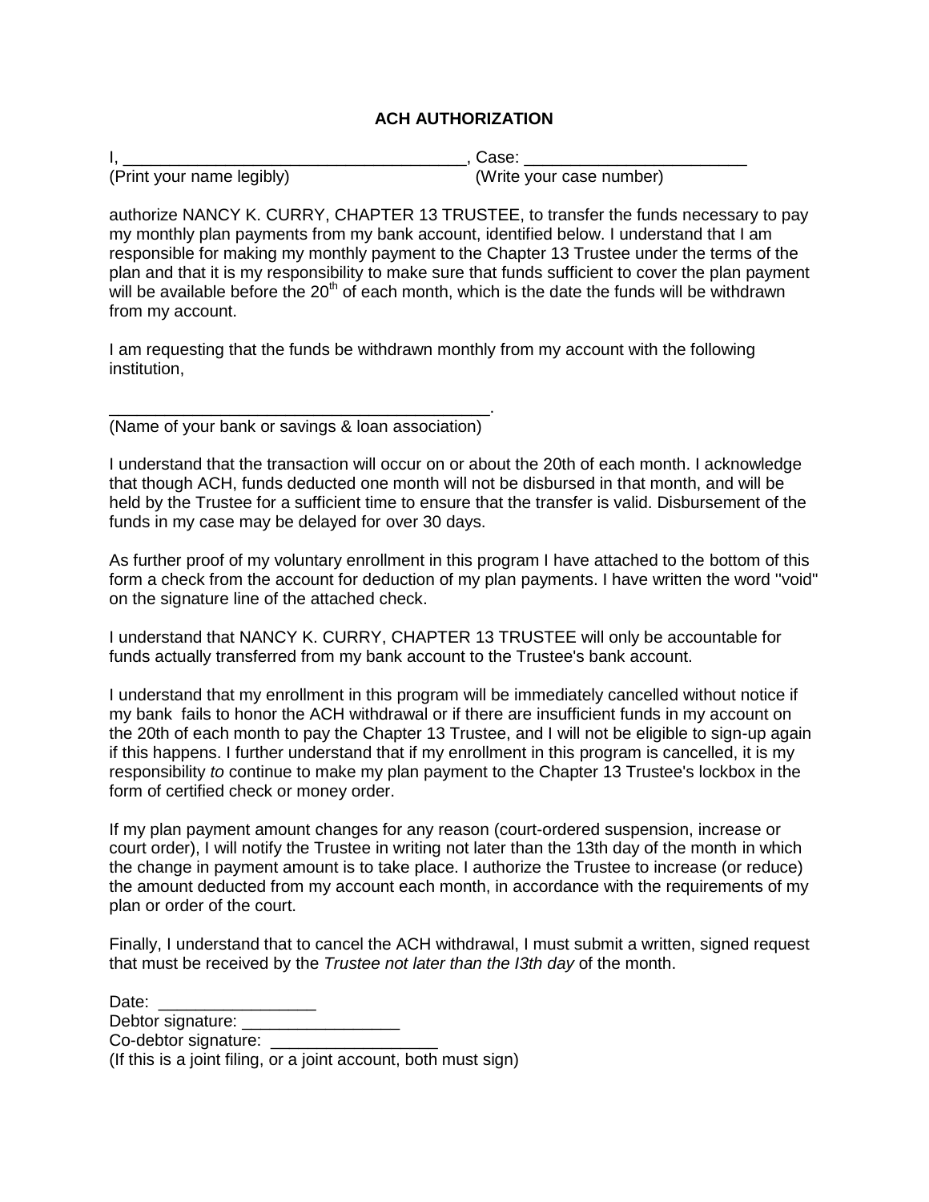# ACH AUTHORIZATION

I, _____________________________________, Case: ________________________
(Print your name legibly) (Write your case number)

authorize NANCY K. CURRY, CHAPTER 13 TRUSTEE, to transfer the funds necessary to pay my monthly plan payments from my bank account, identified below. I understand that I am responsible for making my monthly payment to the Chapter 13 Trustee under the terms of the plan and that it is my responsibility to make sure that funds sufficient to cover the plan payment will be available before the 20th of each month, which is the date the funds will be withdrawn from my account.

I am requesting that the funds be withdrawn monthly from my account with the following institution,

__________________________________________.
(Name of your bank or savings & loan association)

I understand that the transaction will occur on or about the 20th of each month. I acknowledge that though ACH, funds deducted one month will not be disbursed in that month, and will be held by the Trustee for a sufficient time to ensure that the transfer is valid. Disbursement of the funds in my case may be delayed for over 30 days.

As further proof of my voluntary enrollment in this program I have attached to the bottom of this form a check from the account for deduction of my plan payments. I have written the word "void" on the signature line of the attached check.

I understand that NANCY K. CURRY, CHAPTER 13 TRUSTEE will only be accountable for funds actually transferred from my bank account to the Trustee's bank account.

I understand that my enrollment in this program will be immediately cancelled without notice if my bank fails to honor the ACH withdrawal or if there are insufficient funds in my account on the 20th of each month to pay the Chapter 13 Trustee, and I will not be eligible to sign-up again if this happens. I further understand that if my enrollment in this program is cancelled, it is my responsibility *to* continue to make my plan payment to the Chapter 13 Trustee's lockbox in the form of certified check or money order.

If my plan payment amount changes for any reason (court-ordered suspension, increase or court order), I will notify the Trustee in writing not later than the 13th day of the month in which the change in payment amount is to take place. I authorize the Trustee to increase (or reduce) the amount deducted from my account each month, in accordance with the requirements of my plan or order of the court.

Finally, I understand that to cancel the ACH withdrawal, I must submit a written, signed request that must be received by the *Trustee not later than the I3th day* of the month.

Date: _________________
Debtor signature: _________________
Co-debtor signature: __________________
(If this is a joint filing, or a joint account, both must sign)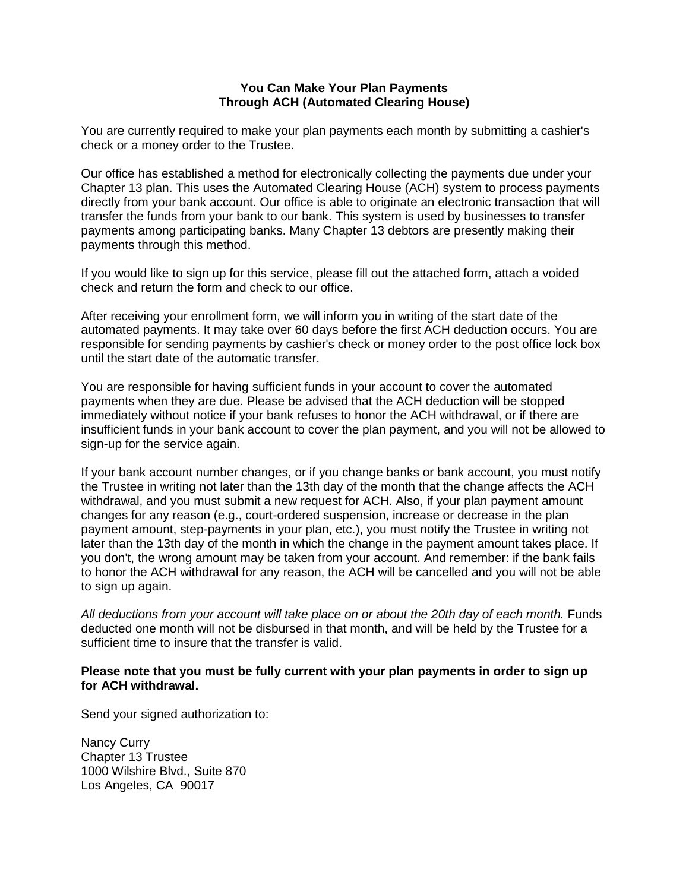**You Can Make Your Plan Payments**
**Through ACH (Automated Clearing House)**

You are currently required to make your plan payments each month by submitting a cashier's check or a money order to the Trustee.

Our office has established a method for electronically collecting the payments due under your Chapter 13 plan. This uses the Automated Clearing House (ACH) system to process payments directly from your bank account. Our office is able to originate an electronic transaction that will transfer the funds from your bank to our bank. This system is used by businesses to transfer payments among participating banks. Many Chapter 13 debtors are presently making their payments through this method.

If you would like to sign up for this service, please fill out the attached form, attach a voided check and return the form and check to our office.

After receiving your enrollment form, we will inform you in writing of the start date of the automated payments. It may take over 60 days before the first ACH deduction occurs. You are responsible for sending payments by cashier's check or money order to the post office lock box until the start date of the automatic transfer.

You are responsible for having sufficient funds in your account to cover the automated payments when they are due. Please be advised that the ACH deduction will be stopped immediately without notice if your bank refuses to honor the ACH withdrawal, or if there are insufficient funds in your bank account to cover the plan payment, and you will not be allowed to sign-up for the service again.

If your bank account number changes, or if you change banks or bank account, you must notify the Trustee in writing not later than the 13th day of the month that the change affects the ACH withdrawal, and you must submit a new request for ACH. Also, if your plan payment amount changes for any reason (e.g., court-ordered suspension, increase or decrease in the plan payment amount, step-payments in your plan, etc.), you must notify the Trustee in writing not later than the 13th day of the month in which the change in the payment amount takes place. If you don't, the wrong amount may be taken from your account. And remember: if the bank fails to honor the ACH withdrawal for any reason, the ACH will be cancelled and you will not be able to sign up again.

*All deductions from your account will take place on or about the 20th day of each month.* Funds deducted one month will not be disbursed in that month, and will be held by the Trustee for a sufficient time to insure that the transfer is valid.

**Please note that you must be fully current with your plan payments in order to sign up for ACH withdrawal.**

Send your signed authorization to:

Nancy Curry
Chapter 13 Trustee
1000 Wilshire Blvd., Suite 870
Los Angeles, CA 90017